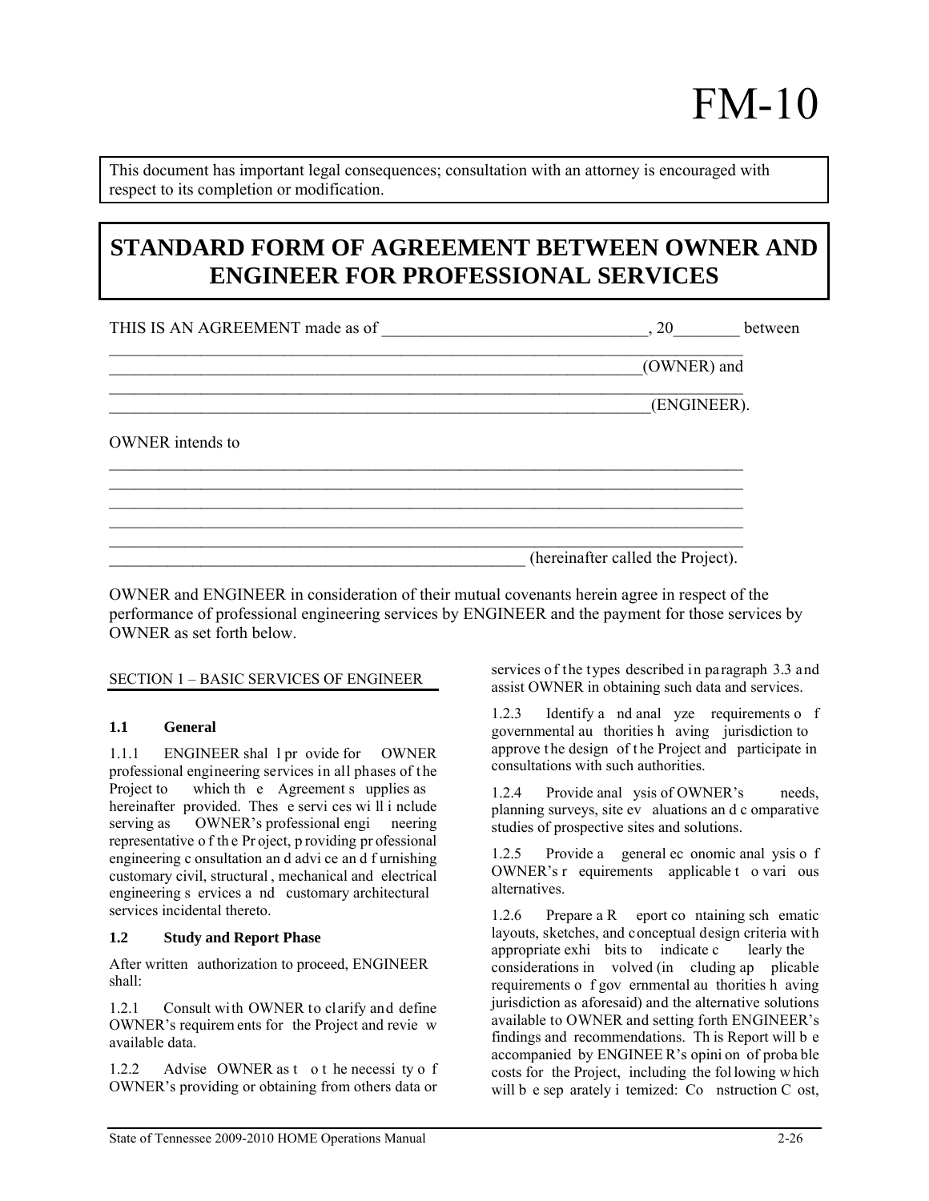# FM-10

This document has important legal consequences; consultation with an attorney is encouraged with respect to its completion or modification.

## STANDARD FORM OF AGREEMENT BETWEEN OWNER AND ENGINEER FOR PROFESSIONAL SERVICES

THIS IS AN AGREEMENT made as of ______________________________, 20________ between

__________________________________________________________________________
_______________________________________________________________(OWNER) and

__________________________________________________________________________
_______________________________________________________________(ENGINEER).

OWNER intends to

__________________________________________________________________________
__________________________________________________________________________
__________________________________________________________________________
__________________________________________________________________________
__________________________________________________________________________
_______________________________________________ (hereinafter called the Project).

OWNER and ENGINEER in consideration of their mutual covenants herein agree in respect of the performance of professional engineering services by ENGINEER and the payment for those services by OWNER as set forth below.

SECTION 1 – BASIC SERVICES OF ENGINEER

### 1.1 General

1.1.1 ENGINEER shall provide for OWNER professional engineering services in all phases of the Project to which the Agreement supplies as hereinafter provided. These services will include serving as OWNER's professional engineering representative of the Project, providing professional engineering consultation and advice and furnishing customary civil, structural, mechanical and electrical engineering services and customary architectural services incidental thereto.

### 1.2 Study and Report Phase

After written authorization to proceed, ENGINEER shall:

1.2.1 Consult with OWNER to clarify and define OWNER's requirements for the Project and review available data.

1.2.2 Advise OWNER as to the necessity of OWNER's providing or obtaining from others data or services of the types described in paragraph 3.3 and assist OWNER in obtaining such data and services.

1.2.3 Identify and analyze requirements of governmental authorities having jurisdiction to approve the design of the Project and participate in consultations with such authorities.

1.2.4 Provide analysis of OWNER's needs, planning surveys, site evaluations and comparative studies of prospective sites and solutions.

1.2.5 Provide a general economic analysis of OWNER's requirements applicable to various alternatives.

1.2.6 Prepare a Report containing schematic layouts, sketches, and conceptual design criteria with appropriate exhibits to indicate clearly the considerations involved (including applicable requirements of governmental authorities having jurisdiction as aforesaid) and the alternative solutions available to OWNER and setting forth ENGINEER's findings and recommendations. This Report will be accompanied by ENGINEER's opinion of probable costs for the Project, including the following which will be separately itemized: Construction Cost,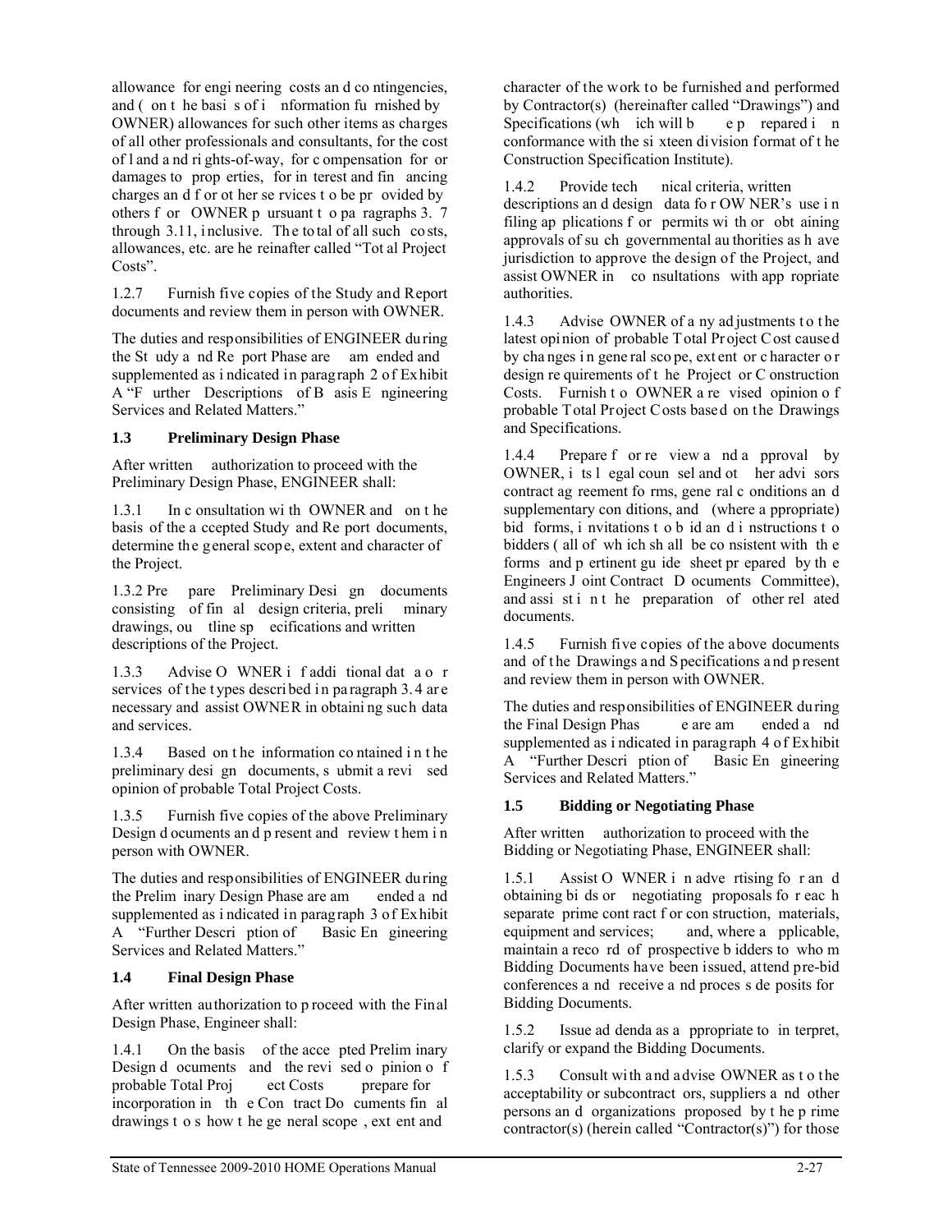allowance for engineering costs and contingencies, and (on the basis of information furnished by OWNER) allowances for such other items as charges of all other professionals and consultants, for the cost of land and rights-of-way, for compensation for or damages to properties, for interest and financing charges and for other services to be provided by others for OWNER pursuant to paragraphs 3.7 through 3.11, inclusive. The total of all such costs, allowances, etc. are hereinafter called "Total Project Costs".

1.2.7 Furnish five copies of the Study and Report documents and review them in person with OWNER.

The duties and responsibilities of ENGINEER during the Study and Report Phase are amended and supplemented as indicated in paragraph 2 of Exhibit A "Further Descriptions of Basis Engineering Services and Related Matters."

### 1.3 Preliminary Design Phase

After written authorization to proceed with the Preliminary Design Phase, ENGINEER shall:

1.3.1 In consultation with OWNER and on the basis of the accepted Study and Report documents, determine the general scope, extent and character of the Project.

1.3.2 Prepare Preliminary Design documents consisting of final design criteria, preliminary drawings, outline specifications and written descriptions of the Project.

1.3.3 Advise OWNER if additional data or services of the types described in paragraph 3.4 are necessary and assist OWNER in obtaining such data and services.

1.3.4 Based on the information contained in the preliminary design documents, submit a revised opinion of probable Total Project Costs.

1.3.5 Furnish five copies of the above Preliminary Design documents and present and review them in person with OWNER.

The duties and responsibilities of ENGINEER during the Preliminary Design Phase are amended and supplemented as indicated in paragraph 3 of Exhibit A "Further Description of Basic Engineering Services and Related Matters."

### 1.4 Final Design Phase

After written authorization to proceed with the Final Design Phase, Engineer shall:

1.4.1 On the basis of the accepted Preliminary Design documents and the revised opinion of probable Total Project Costs prepare for incorporation in the Contract Documents final drawings to show the general scope, extent and character of the work to be furnished and performed by Contractor(s) (hereinafter called "Drawings") and Specifications (which will be prepared in conformance with the sixteen division format of the Construction Specification Institute).

1.4.2 Provide technical criteria, written descriptions and design data for OWNER's use in filing applications for permits with or obtaining approvals of such governmental authorities as have jurisdiction to approve the design of the Project, and assist OWNER in consultations with appropriate authorities.

1.4.3 Advise OWNER of any adjustments to the latest opinion of probable Total Project Cost caused by changes in general scope, extent or character or design requirements of the Project or Construction Costs. Furnish to OWNER a revised opinion of probable Total Project Costs based on the Drawings and Specifications.

1.4.4 Prepare for review and approval by OWNER, its legal counsel and other advisors contract agreement forms, general conditions and supplementary conditions, and (where appropriate) bid forms, invitations to bid and instructions to bidders (all of which shall be consistent with the forms and pertinent guide sheet prepared by the Engineers Joint Contract Documents Committee), and assist in the preparation of other related documents.

1.4.5 Furnish five copies of the above documents and of the Drawings and Specifications and present and review them in person with OWNER.

The duties and responsibilities of ENGINEER during the Final Design Phase are amended and supplemented as indicated in paragraph 4 of Exhibit A "Further Description of Basic Engineering Services and Related Matters."

### 1.5 Bidding or Negotiating Phase

After written authorization to proceed with the Bidding or Negotiating Phase, ENGINEER shall:

1.5.1 Assist OWNER in advertising for and obtaining bids or negotiating proposals for each separate prime contract for construction, materials, equipment and services; and, where applicable, maintain a record of prospective bidders to whom Bidding Documents have been issued, attend pre-bid conferences and receive and process deposits for Bidding Documents.

1.5.2 Issue addenda as appropriate to interpret, clarify or expand the Bidding Documents.

1.5.3 Consult with and advise OWNER as to the acceptability or subcontractors, suppliers and other persons and organizations proposed by the prime contractor(s) (herein called "Contractor(s)") for those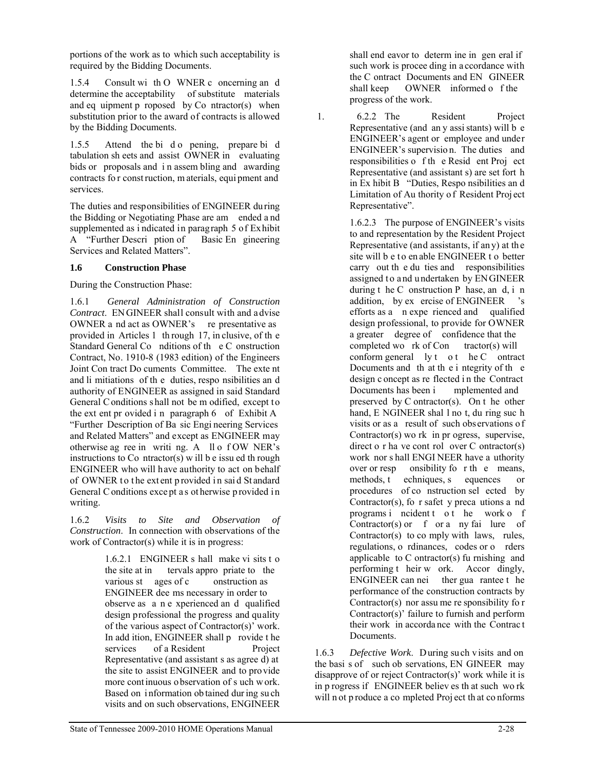portions of the work as to which such acceptability is required by the Bidding Documents.

1.5.4 Consult with OWNER concerning and determine the acceptability of substitute materials and equipment proposed by Contractor(s) when substitution prior to the award of contracts is allowed by the Bidding Documents.

1.5.5 Attend the bid opening, prepare bid tabulation sheets and assist OWNER in evaluating bids or proposals and in assembling and awarding contracts for construction, materials, equipment and services.

The duties and responsibilities of ENGINEER during the Bidding or Negotiating Phase are amended and supplemented as indicated in paragraph 5 of Exhibit A "Further Description of Basic Engineering Services and Related Matters".

### 1.6 Construction Phase

During the Construction Phase:

1.6.1 *General Administration of Construction Contract*. ENGINEER shall consult with and advise OWNER and act as OWNER's representative as provided in Articles 1 through 17, inclusive, of the Standard General Conditions of the Construction Contract, No. 1910-8 (1983 edition) of the Engineers Joint Contract Documents Committee. The extent and limitations of the duties, responsibilities and authority of ENGINEER as assigned in said Standard General Conditions shall not be modified, except to the extent provided in paragraph 6 of Exhibit A "Further Description of Basic Engineering Services and Related Matters" and except as ENGINEER may otherwise agree in writing. All of OWNER's instructions to Contractor(s) will be issued through ENGINEER who will have authority to act on behalf of OWNER to the extent provided in said Standard General Conditions except as otherwise provided in writing.

1.6.2 *Visits to Site and Observation of Construction*. In connection with observations of the work of Contractor(s) while it is in progress:

1.6.2.1 ENGINEER shall make visits to the site at intervals appropriate to the various stages of construction as ENGINEER deems necessary in order to observe as an experienced and qualified design professional the progress and quality of the various aspect of Contractor(s)' work. In addition, ENGINEER shall provide the services of a Resident Project Representative (and assistants as agreed) at the site to assist ENGINEER and to provide more continuous observation of such work. Based on information obtained during such visits and on such observations, ENGINEER shall endeavor to determine in general if such work is proceeding in accordance with the Contract Documents and ENGINEER shall keep OWNER informed of the progress of the work.

1.6.2.2 The Resident Project Representative (and any assistants) will be ENGINEER's agent or employee and under ENGINEER's supervision. The duties and responsibilities of the Resident Project Representative (and assistants) are set forth in Exhibit B "Duties, Responsibilities and Limitation of Authority of Resident Project Representative".

1.6.2.3 The purpose of ENGINEER's visits to and representation by the Resident Project Representative (and assistants, if any) at the site will be to enable ENGINEER to better carry out the duties and responsibilities assigned to and undertaken by ENGINEER during the Construction Phase, and, in addition, by exercise of ENGINEER's efforts as an experienced and qualified design professional, to provide for OWNER a greater degree of confidence that the completed work of Contractor(s) will conform generally to the Contract Documents and that the integrity of the design concept as reflected in the Contract Documents has been implemented and preserved by Contractor(s). On the other hand, ENGINEER shall not, during such visits or as a result of such observations of Contractor(s) work in progress, supervise, direct or have control over Contractor(s) work nor shall ENGINEER have authority over or responsibility for the means, methods, techniques, sequences or procedures of construction selected by Contractor(s), for safety precautions and programs incident to the work of Contractor(s) or for any failure of Contractor(s) to comply with laws, rules, regulations, ordinances, codes or orders applicable to Contractor(s) furnishing and performing their work. Accordingly, ENGINEER can neither guarantee the performance of the construction contracts by Contractor(s) nor assume responsibility for Contractor(s)' failure to furnish and perform their work in accordance with the Contract Documents.

1.6.3 *Defective Work*. During such visits and on the basis of such observations, ENGINEER may disapprove of or reject Contractor(s)' work while it is in progress if ENGINEER believes that such work will not produce a completed Project that conforms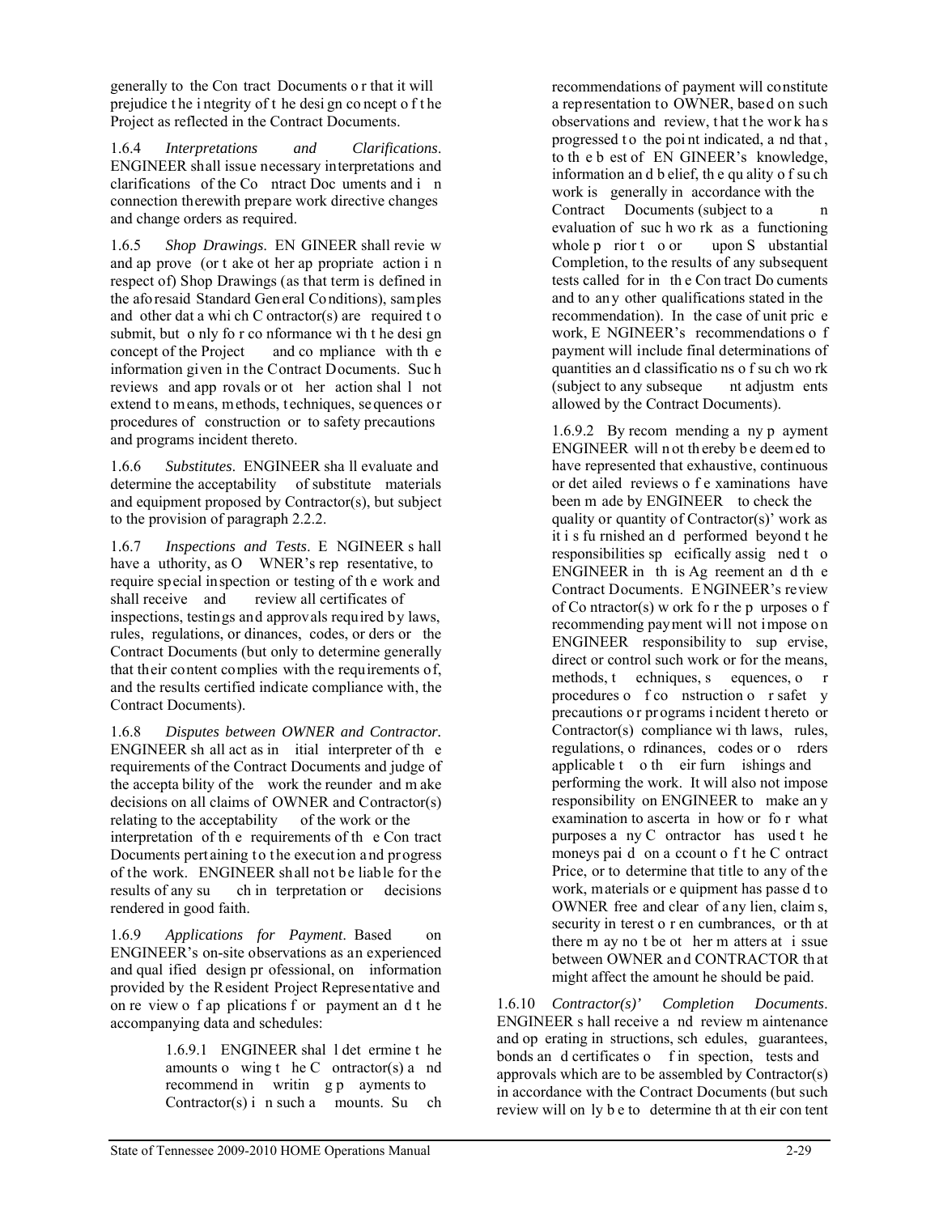generally to the Contract Documents or that it will prejudice the integrity of the design concept of the Project as reflected in the Contract Documents.

1.6.4 *Interpretations and Clarifications*. ENGINEER shall issue necessary interpretations and clarifications of the Contract Documents and in connection therewith prepare work directive changes and change orders as required.

1.6.5 *Shop Drawings*. ENGINEER shall review and approve (or take other appropriate action in respect of) Shop Drawings (as that term is defined in the aforesaid Standard General Conditions), samples and other data which Contractor(s) are required to submit, but only for conformance with the design concept of the Project and compliance with the information given in the Contract Documents. Such reviews and approvals or other action shall not extend to means, methods, techniques, sequences or procedures of construction or to safety precautions and programs incident thereto.

1.6.6 *Substitutes*. ENGINEER shall evaluate and determine the acceptability of substitute materials and equipment proposed by Contractor(s), but subject to the provision of paragraph 2.2.2.

1.6.7 *Inspections and Tests*. ENGINEER shall have authority, as OWNER's representative, to require special inspection or testing of the work and shall receive and review all certificates of inspections, testings and approvals required by laws, rules, regulations, or dinances, codes, orders or the Contract Documents (but only to determine generally that their content complies with the requirements of, and the results certified indicate compliance with, the Contract Documents).

1.6.8 *Disputes between OWNER and Contractor*. ENGINEER shall act as initial interpreter of the requirements of the Contract Documents and judge of the acceptability of the work thereunder and make decisions on all claims of OWNER and Contractor(s) relating to the acceptability of the work or the interpretation of the requirements of the Contract Documents pertaining to the execution and progress of the work. ENGINEER shall not be liable for the results of any such interpretation or decisions rendered in good faith.

1.6.9 *Applications for Payment*. Based on ENGINEER's on-site observations as an experienced and qualified design professional, on information provided by the Resident Project Representative and on review of applications for payment and the accompanying data and schedules:

1.6.9.1 ENGINEER shall determine the amounts owing the Contractor(s) and recommend in writing payments to Contractor(s) in such amounts. Such recommendations of payment will constitute a representation to OWNER, based on such observations and review, that the work has progressed to the point indicated, and that, to the best of ENGINEER's knowledge, information and belief, the quality of such work is generally in accordance with the Contract Documents (subject to an evaluation of such work as a functioning whole prior to or upon Substantial Completion, to the results of any subsequent tests called for in the Contract Documents and to any other qualifications stated in the recommendation). In the case of unit price work, ENGINEER's recommendations of payment will include final determinations of quantities and classifications of such work (subject to any subsequent adjustments allowed by the Contract Documents).

1.6.9.2 By recommending any payment ENGINEER will not thereby be deemed to have represented that exhaustive, continuous or detailed reviews of examinations have been made by ENGINEER to check the quality or quantity of Contractor(s)' work as it is furnished and performed beyond the responsibilities specifically assigned to ENGINEER in this Agreement and the Contract Documents. ENGINEER's review of Contractor(s) work for the purposes of recommending payment will not impose on ENGINEER responsibility to supervise, direct or control such work or for the means, methods, techniques, sequences, or procedures of construction or safety precautions or programs incident thereto or Contractor(s) compliance with laws, rules, regulations, ordinances, codes or orders applicable to their furnishings and performing the work. It will also not impose responsibility on ENGINEER to make any examination to ascertain how or for what purposes any Contractor has used the moneys paid on account of the Contract Price, or to determine that title to any of the work, materials or equipment has passed to OWNER free and clear of any lien, claims, security interest or encumbrances, or that there may not be other matters at issue between OWNER and CONTRACTOR that might affect the amount he should be paid.

1.6.10 *Contractor(s)' Completion Documents*. ENGINEER shall receive and review maintenance and operating instructions, schedules, guarantees, bonds and certificates of inspection, tests and approvals which are to be assembled by Contractor(s) in accordance with the Contract Documents (but such review will only be to determine that their content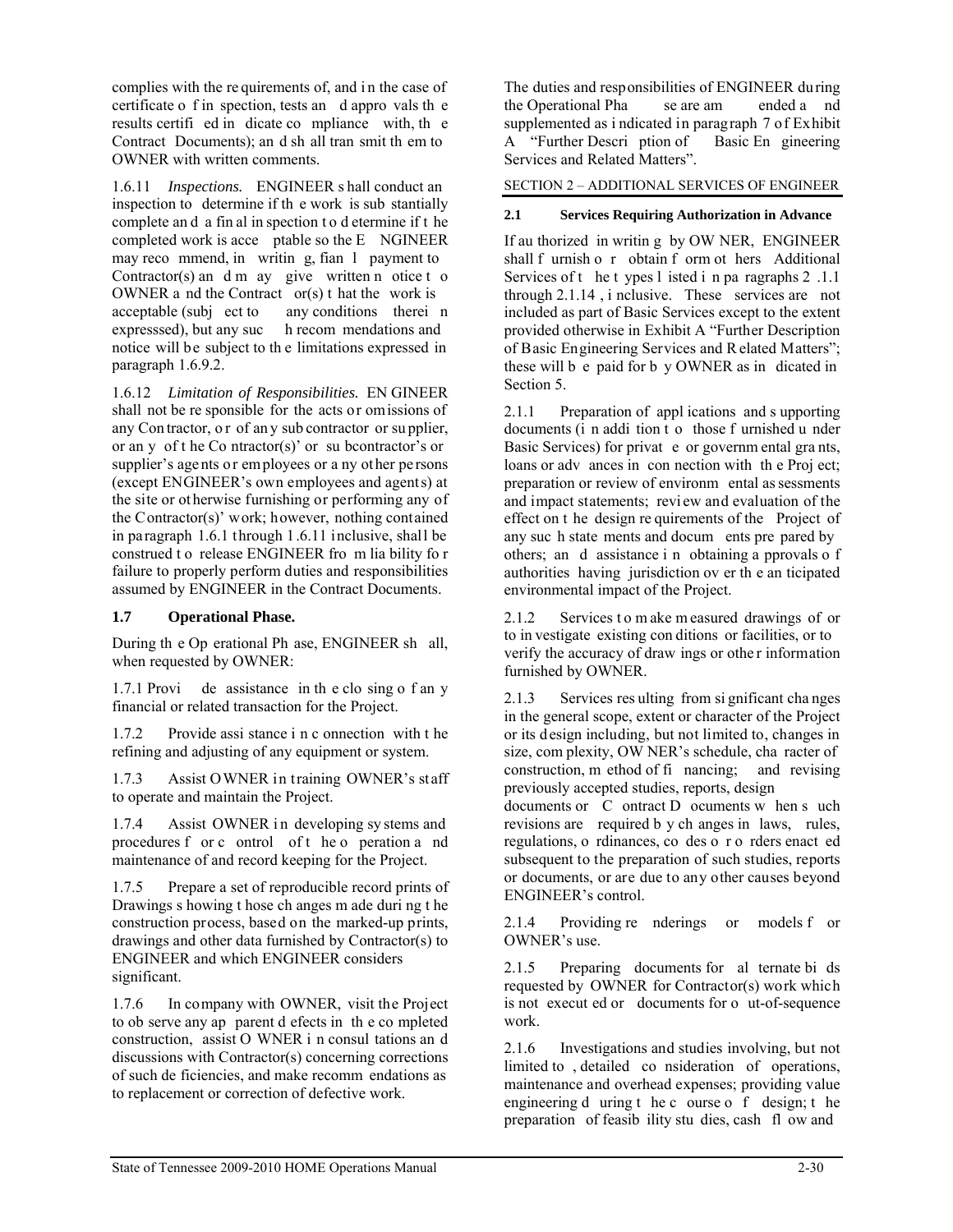complies with the requirements of, and in the case of certificate of inspection, tests and approvals the results certified indicate compliance with, the Contract Documents); and shall transmit them to OWNER with written comments.

1.6.11 *Inspections.* ENGINEER shall conduct an inspection to determine if the work is substantially complete and a final inspection to determine if the completed work is acceptable so the ENGINEER may recommend, in writing, final payment to Contractor(s) and may give written notice to OWNER and the Contractor(s) that the work is acceptable (subject to any conditions therein expresssed), but any such recommendations and notice will be subject to the limitations expressed in paragraph 1.6.9.2.

1.6.12 *Limitation of Responsibilities.* ENGINEER shall not be responsible for the acts or omissions of any Contractor, or of any subcontractor or supplier, or any of the Contractor(s)' or subcontractor's or supplier's agents or employees or any other persons (except ENGINEER's own employees and agents) at the site or otherwise furnishing or performing any of the Contractor(s)' work; however, nothing contained in paragraph 1.6.1 through 1.6.11 inclusive, shall be construed to release ENGINEER from liability for failure to properly perform duties and responsibilities assumed by ENGINEER in the Contract Documents.

### 1.7 Operational Phase.

During the Operational Phase, ENGINEER shall, when requested by OWNER:

1.7.1 Provide assistance in the closing of any financial or related transaction for the Project.

1.7.2 Provide assistance in connection with the refining and adjusting of any equipment or system.

1.7.3 Assist OWNER in training OWNER's staff to operate and maintain the Project.

1.7.4 Assist OWNER in developing systems and procedures for control of the operation and maintenance of and record keeping for the Project.

1.7.5 Prepare a set of reproducible record prints of Drawings showing those changes made during the construction process, based on the marked-up prints, drawings and other data furnished by Contractor(s) to ENGINEER and which ENGINEER considers significant.

1.7.6 In company with OWNER, visit the Project to observe any apparent defects in the completed construction, assist OWNER in consultations and discussions with Contractor(s) concerning corrections of such deficiencies, and make recommendations as to replacement or correction of defective work.

The duties and responsibilities of ENGINEER during the Operational Phase are amended and supplemented as indicated in paragraph 7 of Exhibit A "Further Description of Basic Engineering Services and Related Matters".

## SECTION 2 – ADDITIONAL SERVICES OF ENGINEER

### 2.1 Services Requiring Authorization in Advance

If authorized in writing by OWNER, ENGINEER shall furnish or obtain form others Additional Services of the types listed in paragraphs 2.1.1 through 2.1.14, inclusive. These services are not included as part of Basic Services except to the extent provided otherwise in Exhibit A "Further Description of Basic Engineering Services and Related Matters"; these will be paid for by OWNER as indicated in Section 5.

2.1.1 Preparation of applications and supporting documents (in addition to those furnished under Basic Services) for private or governmental grants, loans or advances in connection with the Project; preparation or review of environmental assessments and impact statements; review and evaluation of the effect on the design requirements of the Project of any such statements and documents prepared by others; and assistance in obtaining approvals of authorities having jurisdiction over the anticipated environmental impact of the Project.

2.1.2 Services to make measured drawings of or to investigate existing conditions or facilities, or to verify the accuracy of drawings or other information furnished by OWNER.

2.1.3 Services resulting from significant changes in the general scope, extent or character of the Project or its design including, but not limited to, changes in size, complexity, OWNER's schedule, character of construction, method of financing; and revising previously accepted studies, reports, design documents or Contract Documents when such revisions are required by changes in laws, rules, regulations, ordinances, codes or orders enacted subsequent to the preparation of such studies, reports or documents, or are due to any other causes beyond ENGINEER's control.

2.1.4 Providing renderings or models for OWNER's use.

2.1.5 Preparing documents for alternate bids requested by OWNER for Contractor(s) work which is not executed or documents for out-of-sequence work.

2.1.6 Investigations and studies involving, but not limited to, detailed consideration of operations, maintenance and overhead expenses; providing value engineering during the course of design; the preparation of feasibility studies, cash flow and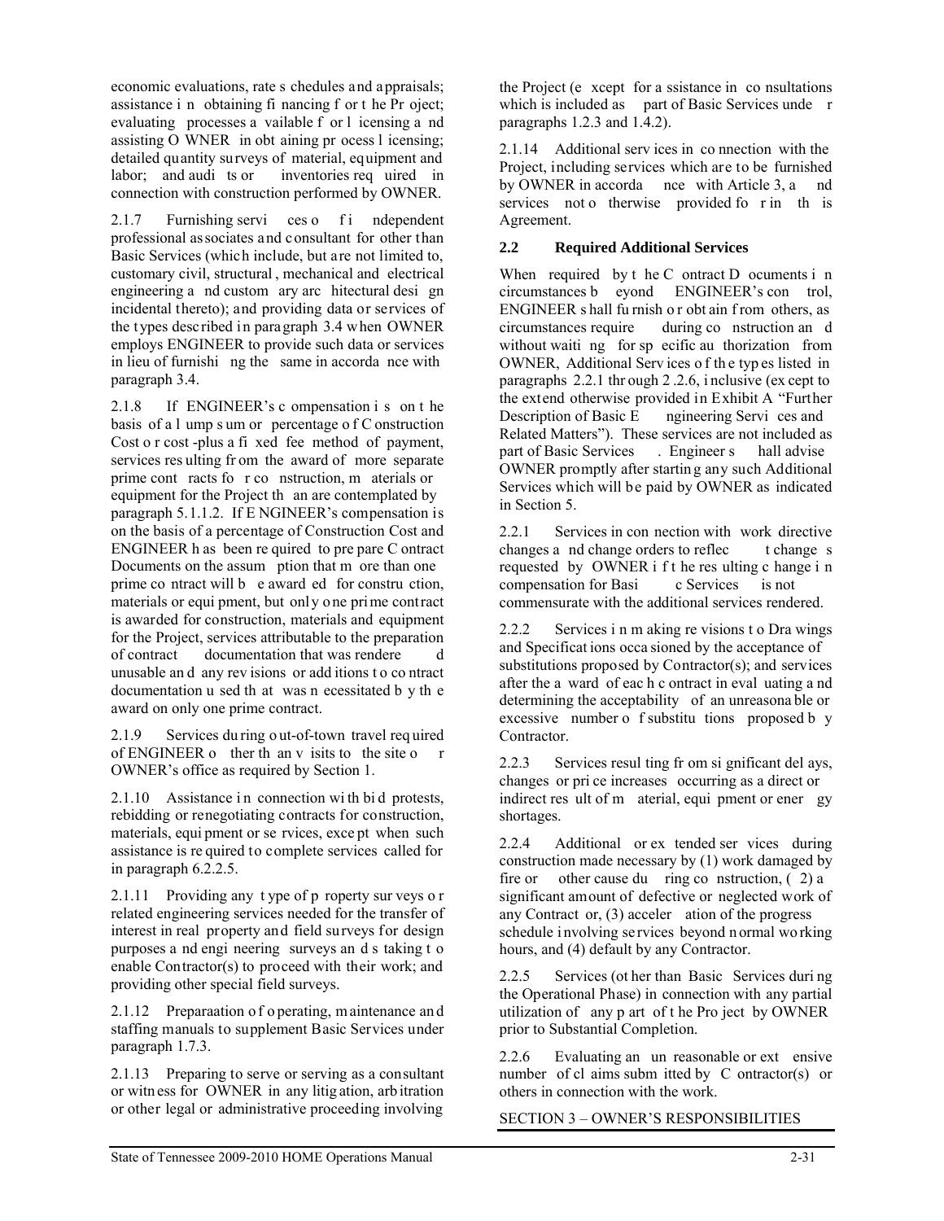economic evaluations, rate schedules and appraisals; assistance in obtaining financing for the Project; evaluating processes available for licensing and assisting OWNER in obtaining process licensing; detailed quantity surveys of material, equipment and labor; and audits or inventories required in connection with construction performed by OWNER.

2.1.7 Furnishing services of independent professional associates and consultant for other than Basic Services (which include, but are not limited to, customary civil, structural, mechanical and electrical engineering and customary architectural design incidental thereto); and providing data or services of the types described in paragraph 3.4 when OWNER employs ENGINEER to provide such data or services in lieu of furnishing the same in accordance with paragraph 3.4.

2.1.8 If ENGINEER's compensation is on the basis of a lump sum or percentage of Construction Cost or cost-plus a fixed fee method of payment, services resulting from the award of more separate prime contracts for construction, materials or equipment for the Project than are contemplated by paragraph 5.1.1.2. If ENGINEER's compensation is on the basis of a percentage of Construction Cost and ENGINEER has been required to prepare Contract Documents on the assumption that more than one prime contract will be awarded for construction, materials or equipment, but only one prime contract is awarded for construction, materials and equipment for the Project, services attributable to the preparation of contract documentation that was rendered unusable and any revisions or additions to contract documentation used that was necessitated by the award on only one prime contract.

2.1.9 Services during out-of-town travel required of ENGINEER other than visits to the site or OWNER's office as required by Section 1.

2.1.10 Assistance in connection with bid protests, rebidding or renegotiating contracts for construction, materials, equipment or services, except when such assistance is required to complete services called for in paragraph 6.2.2.5.

2.1.11 Providing any type of property surveys or related engineering services needed for the transfer of interest in real property and field surveys for design purposes and engineering surveys and staking to enable Contractor(s) to proceed with their work; and providing other special field surveys.

2.1.12 Preparaation of operating, maintenance and staffing manuals to supplement Basic Services under paragraph 1.7.3.

2.1.13 Preparing to serve or serving as a consultant or witness for OWNER in any litigation, arbitration or other legal or administrative proceeding involving the Project (except for assistance in consultations which is included as part of Basic Services under paragraphs 1.2.3 and 1.4.2).

2.1.14 Additional services in connection with the Project, including services which are to be furnished by OWNER in accordance with Article 3, and services not otherwise provided for in this Agreement.

### 2.2 Required Additional Services

When required by the Contract Documents in circumstances beyond ENGINEER's control, ENGINEER shall furnish or obtain from others, as circumstances require during construction and without waiting for specific authorization from OWNER, Additional Services of the types listed in paragraphs 2.2.1 through 2.2.6, inclusive (except to the extend otherwise provided in Exhibit A "Further Description of Basic Engineering Services and Related Matters"). These services are not included as part of Basic Services. Engineer shall advise OWNER promptly after starting any such Additional Services which will be paid by OWNER as indicated in Section 5.

2.2.1 Services in connection with work directive changes and change orders to reflect changes requested by OWNER if the resulting change in compensation for Basic Services is not commensurate with the additional services rendered.

2.2.2 Services in making revisions to Drawings and Specifications occasioned by the acceptance of substitutions proposed by Contractor(s); and services after the award of each contract in evaluating and determining the acceptability of an unreasonable or excessive number of substitutions proposed by Contractor.

2.2.3 Services resulting from significant delays, changes or price increases occurring as a direct or indirect result of material, equipment or energy shortages.

2.2.4 Additional or extended services during construction made necessary by (1) work damaged by fire or other cause during construction, (2) a significant amount of defective or neglected work of any Contractor, or, (3) acceleration of the progress schedule involving services beyond normal working hours, and (4) default by any Contractor.

2.2.5 Services (other than Basic Services during the Operational Phase) in connection with any partial utilization of any part of the Project by OWNER prior to Substantial Completion.

2.2.6 Evaluating an unreasonable or extensive number of claims submitted by Contractor(s) or others in connection with the work.

SECTION 3 – OWNER'S RESPONSIBILITIES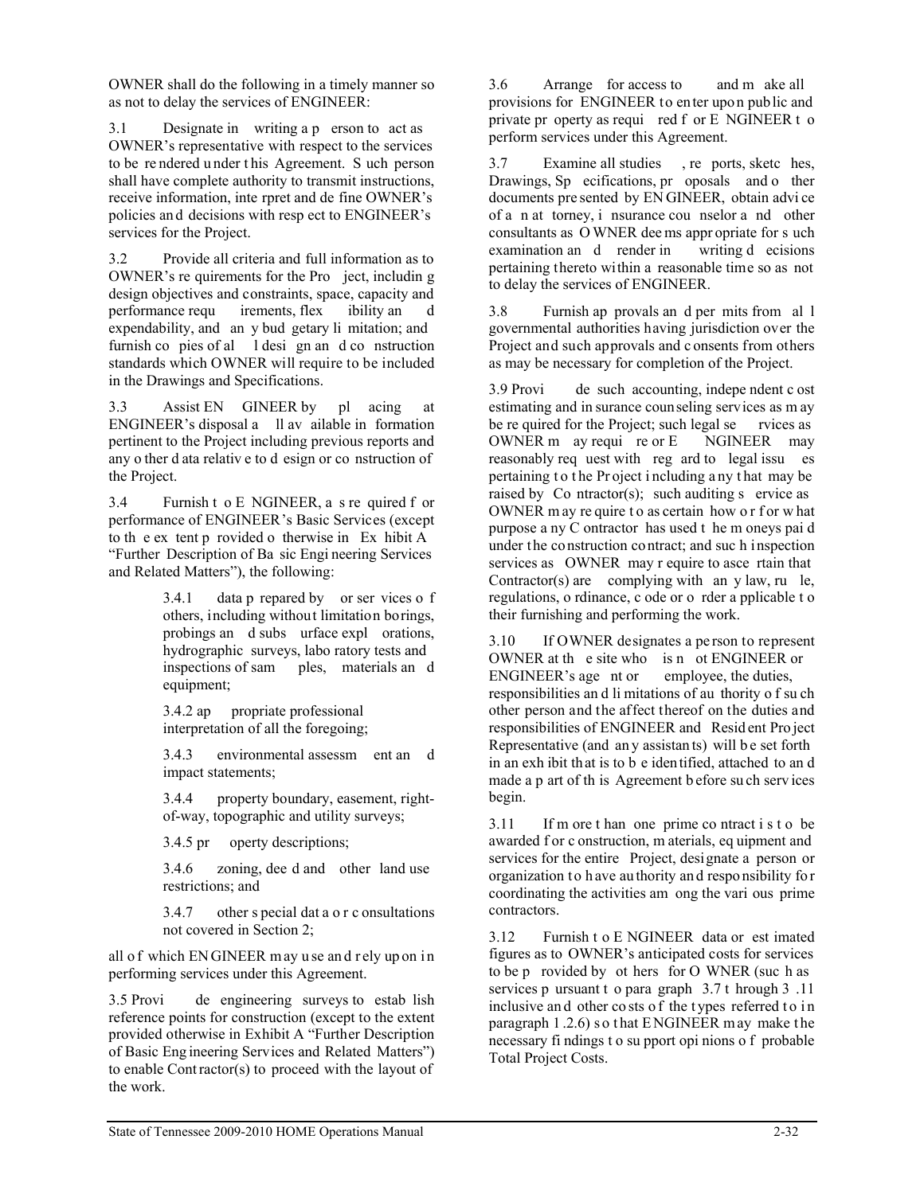OWNER shall do the following in a timely manner so as not to delay the services of ENGINEER:

3.1 Designate in writing a person to act as OWNER's representative with respect to the services to be rendered under this Agreement. Such person shall have complete authority to transmit instructions, receive information, interpret and define OWNER's policies and decisions with respect to ENGINEER's services for the Project.

3.2 Provide all criteria and full information as to OWNER's requirements for the Project, including design objectives and constraints, space, capacity and performance requirements, flexibility and expendability, and any budgetary limitation; and furnish copies of all design and construction standards which OWNER will require to be included in the Drawings and Specifications.

3.3 Assist ENGINEER by placing at ENGINEER's disposal all available information pertinent to the Project including previous reports and any other data relative to design or construction of the Project.

3.4 Furnish to ENGINEER, as required for performance of ENGINEER's Basic Services (except to the extent provided otherwise in Exhibit A "Further Description of Basic Engineering Services and Related Matters"), the following:

> 3.4.1 data prepared by or services of others, including without limitation borings, probings and subsurface explorations, hydrographic surveys, laboratory tests and inspections of samples, materials and equipment;
>
> 3.4.2 appropriate professional interpretation of all the foregoing;
>
> 3.4.3 environmental assessment and impact statements;
>
> 3.4.4 property boundary, easement, right-of-way, topographic and utility surveys;
>
> 3.4.5 property descriptions;
>
> 3.4.6 zoning, deed and other land use restrictions; and
>
> 3.4.7 other special data or consultations not covered in Section 2;

all of which ENGINEER may use and rely upon in performing services under this Agreement.

3.5 Provide engineering surveys to establish reference points for construction (except to the extent provided otherwise in Exhibit A "Further Description of Basic Engineering Services and Related Matters") to enable Contractor(s) to proceed with the layout of the work.

3.6 Arrange for access to and make all provisions for ENGINEER to enter upon public and private property as required for ENGINEER to perform services under this Agreement.

3.7 Examine all studies, reports, sketches, Drawings, Specifications, proposals and other documents presented by ENGINEER, obtain advice of an attorney, insurance counselor and other consultants as OWNER deems appropriate for such examination and render in writing decisions pertaining thereto within a reasonable time so as not to delay the services of ENGINEER.

3.8 Furnish approvals and permits from all governmental authorities having jurisdiction over the Project and such approvals and consents from others as may be necessary for completion of the Project.

3.9 Provide such accounting, independent cost estimating and insurance counseling services as may be required for the Project; such legal services as OWNER may require or ENGINEER may reasonably request with regard to legal issues pertaining to the Project including any that may be raised by Contractor(s); such auditing service as OWNER may require to ascertain how or for what purpose any Contractor has used the moneys paid under the construction contract; and such inspection services as OWNER may require to ascertain that Contractor(s) are complying with any law, rule, regulations, ordinance, code or order applicable to their furnishing and performing the work.

3.10 If OWNER designates a person to represent OWNER at the site who is not ENGINEER or ENGINEER's agent or employee, the duties, responsibilities and limitations of authority of such other person and the affect thereof on the duties and responsibilities of ENGINEER and Resident Project Representative (and any assistants) will be set forth in an exhibit that is to be identified, attached to and made a part of this Agreement before such services begin.

3.11 If more than one prime contract is to be awarded for construction, materials, equipment and services for the entire Project, designate a person or organization to have authority and responsibility for coordinating the activities among the various prime contractors.

3.12 Furnish to ENGINEER data or estimated figures as to OWNER's anticipated costs for services to be provided by others for OWNER (such as services pursuant to paragraph 3.7 through 3.11 inclusive and other costs of the types referred to in paragraph 1.2.6) so that ENGINEER may make the necessary findings to support opinions of probable Total Project Costs.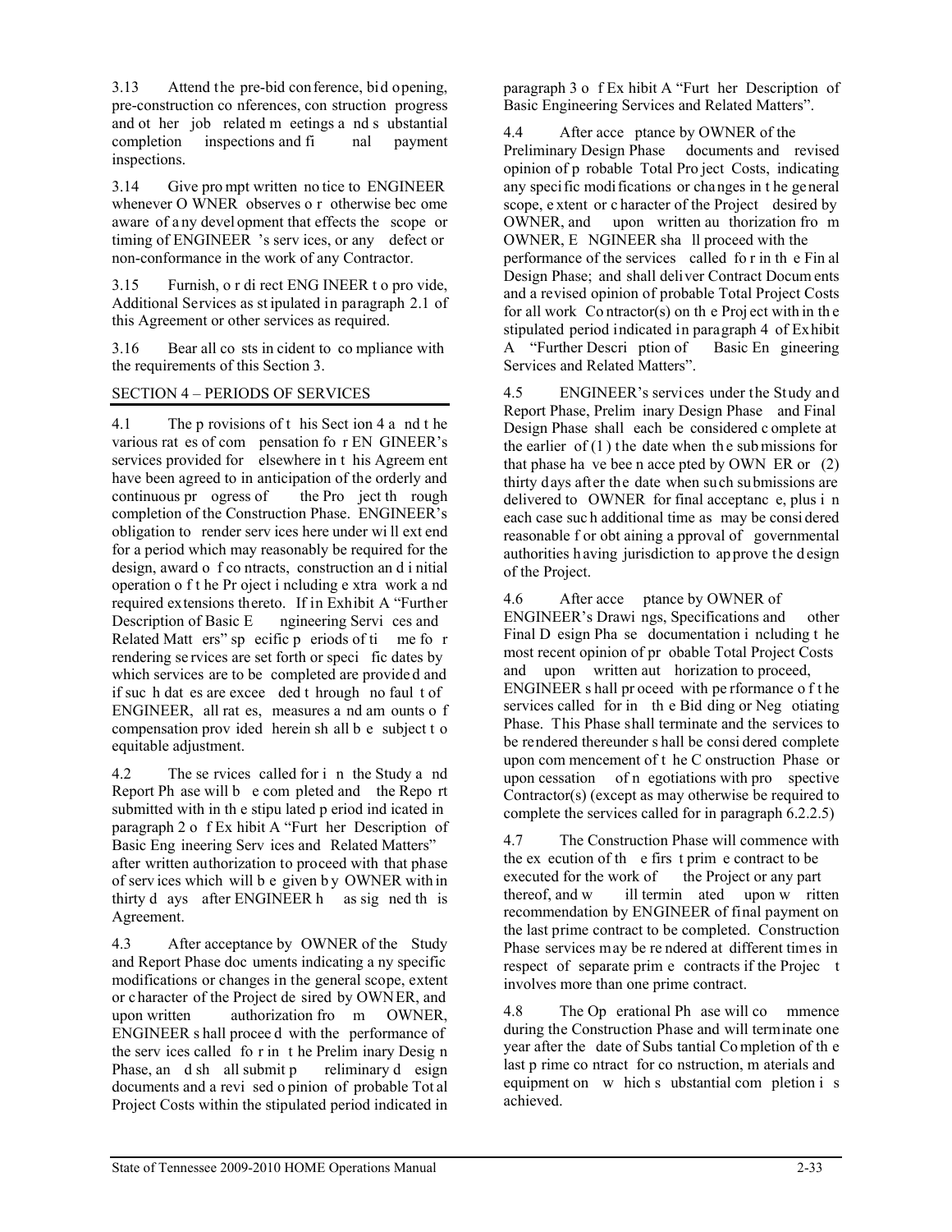3.13 Attend the pre-bid conference, bid opening, pre-construction conferences, construction progress and other job related meetings and substantial completion inspections and final payment inspections.

3.14 Give prompt written notice to ENGINEER whenever OWNER observes or otherwise become aware of any development that effects the scope or timing of ENGINEER's services, or any defect or non-conformance in the work of any Contractor.

3.15 Furnish, or direct ENGINEER to provide, Additional Services as stipulated in paragraph 2.1 of this Agreement or other services as required.

3.16 Bear all costs incident to compliance with the requirements of this Section 3.

## SECTION 4 – PERIODS OF SERVICES

4.1 The provisions of this Section 4 and the various rates of compensation for ENGINEER's services provided for elsewhere in this Agreement have been agreed to in anticipation of the orderly and continuous progress of the Project through completion of the Construction Phase. ENGINEER's obligation to render services hereunder will extend for a period which may reasonably be required for the design, award of contracts, construction and initial operation of the Project including extra work and required extensions thereto. If in Exhibit A "Further Description of Basic Engineering Services and Related Matters" specific periods of time for rendering services are set forth or specific dates by which services are to be completed are provided and if such dates are exceeded through no fault of ENGINEER, all rates, measures and amounts of compensation provided herein shall be subject to equitable adjustment.

4.2 The services called for in the Study and Report Phase will be completed and the Report submitted within the stipulated period indicated in paragraph 2 of Exhibit A "Further Description of Basic Engineering Services and Related Matters" after written authorization to proceed with that phase of services which will be given by OWNER within thirty days after ENGINEER has signed this Agreement.

4.3 After acceptance by OWNER of the Study and Report Phase documents indicating any specific modifications or changes in the general scope, extent or character of the Project desired by OWNER, and upon written authorization from OWNER, ENGINEER shall proceed with the performance of the services called for in the Preliminary Design Phase, and shall submit preliminary design documents and a revised opinion of probable Total Project Costs within the stipulated period indicated in paragraph 3 of Exhibit A "Further Description of Basic Engineering Services and Related Matters".

4.4 After acceptance by OWNER of the Preliminary Design Phase documents and revised opinion of probable Total Project Costs, indicating any specific modifications or changes in the general scope, extent or character of the Project desired by OWNER, and upon written authorization from OWNER, ENGINEER shall proceed with the performance of the services called for in the Final Design Phase; and shall deliver Contract Documents and a revised opinion of probable Total Project Costs for all work Contractor(s) on the Project within the stipulated period indicated in paragraph 4 of Exhibit A "Further Description of Basic Engineering Services and Related Matters".

4.5 ENGINEER's services under the Study and Report Phase, Preliminary Design Phase and Final Design Phase shall each be considered complete at the earlier of (1) the date when the submissions for that phase have been accepted by OWNER or (2) thirty days after the date when such submissions are delivered to OWNER for final acceptance, plus in each case such additional time as may be considered reasonable for obtaining approval of governmental authorities having jurisdiction to approve the design of the Project.

4.6 After acceptance by OWNER of ENGINEER's Drawings, Specifications and other Final Design Phase documentation including the most recent opinion of probable Total Project Costs and upon written authorization to proceed, ENGINEER shall proceed with performance of the services called for in the Bidding or Negotiating Phase. This Phase shall terminate and the services to be rendered thereunder shall be considered complete upon commencement of the Construction Phase or upon cessation of negotiations with prospective Contractor(s) (except as may otherwise be required to complete the services called for in paragraph 6.2.2.5)

4.7 The Construction Phase will commence with the execution of the first prime contract to be executed for the work of the Project or any part thereof, and will terminated upon written recommendation by ENGINEER of final payment on the last prime contract to be completed. Construction Phase services may be rendered at different times in respect of separate prime contracts if the Project involves more than one prime contract.

4.8 The Operational Phase will commence during the Construction Phase and will terminate one year after the date of Substantial Completion of the last prime contract for construction, materials and equipment on which substantial completion is achieved.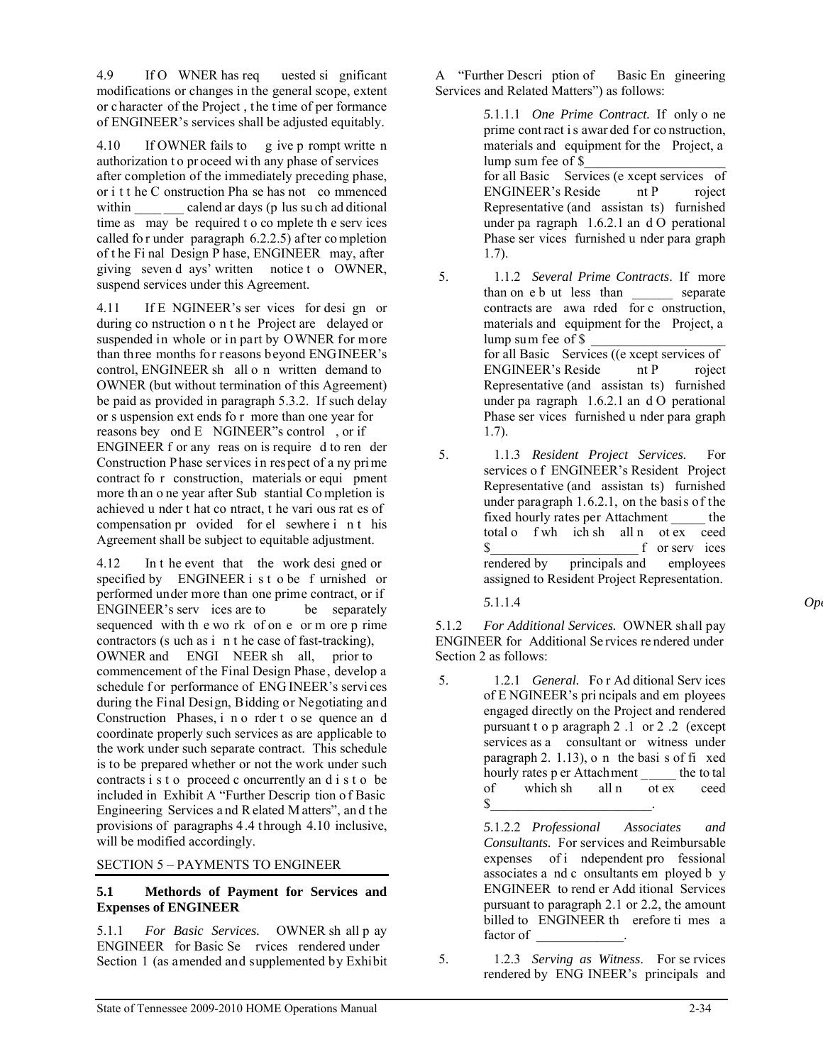4.9 If OWNER has requested significant modifications or changes in the general scope, extent or character of the Project, the time of performance of ENGINEER's services shall be adjusted equitably.

4.10 If OWNER fails to give prompt written authorization to proceed with any phase of services after completion of the immediately preceding phase, or it the Construction Phase has not commenced within _______ calendar days (plus such additional time as may be required to complete the services called for under paragraph 6.2.2.5) after completion of the Final Design Phase, ENGINEER may, after giving seven days' written notice to OWNER, suspend services under this Agreement.

4.11 If ENGINEER's services for design or during construction on the Project are delayed or suspended in whole or in part by OWNER for more than three months for reasons beyond ENGINEER's control, ENGINEER shall on written demand to OWNER (but without termination of this Agreement) be paid as provided in paragraph 5.3.2. If such delay or suspension extends for more than one year for reasons beyond ENGINEER"s control, or if ENGINEER for any reason is required to render Construction Phase services in respect of any prime contract for construction, materials or equipment more than one year after Substantial Completion is achieved under that contract, the various rates of compensation provided for elsewhere in this Agreement shall be subject to equitable adjustment.

4.12 In the event that the work designed or specified by ENGINEER is to be furnished or performed under more than one prime contract, or if ENGINEER's services are to be separately sequenced with the work of one or more prime contractors (such as in the case of fast-tracking), OWNER and ENGINEER shall, prior to commencement of the Final Design Phase, develop a schedule for performance of ENGINEER's services during the Final Design, Bidding or Negotiating and Construction Phases, in order to sequence and coordinate properly such services as are applicable to the work under such separate contract. This schedule is to be prepared whether or not the work under such contracts is to proceed concurrently and is to be included in Exhibit A "Further Description of Basic Engineering Services and Related Matters", and the provisions of paragraphs 4.4 through 4.10 inclusive, will be modified accordingly.

## SECTION 5 – PAYMENTS TO ENGINEER

**5.1 Methords of Payment for Services and Expenses of ENGINEER**

5.1.1 *For Basic Services.* OWNER shall pay ENGINEER for Basic Services rendered under Section 1 (as amended and supplemented by Exhibit A "Further Description of Basic Engineering Services and Related Matters") as follows:

5.1.1.1 *One Prime Contract.* If only one prime contract is awarded for construction, materials and equipment for the Project, a lump sum fee of $____________________ for all Basic Services (except services of ENGINEER's Resident Project Representative (and assistants) furnished under paragraph 1.6.2.1 and Operational Phase services furnished under paragraph 1.7).

5.1.1.2 *Several Prime Contracts.* If more than one but less than ______ separate contracts are awarded for construction, materials and equipment for the Project, a lump sum fee of $ ____________________ for all Basic Services ((except services of ENGINEER's Resident Project Representative (and assistants) furnished under paragraph 1.6.2.1 and Operational Phase services furnished under paragraph 1.7).

5.1.1.3 *Resident Project Services.* For services of ENGINEER's Resident Project Representative (and assistants) furnished under paragraph 1.6.2.1, on the basis of the fixed hourly rates per Attachment _____ the total of which shall not exceed $_____________________ for services rendered by principals and employees assigned to Resident Project Representation.

5.1.1.4 *Op*

5.1.2 *For Additional Services.* OWNER shall pay ENGINEER for Additional Services rendered under Section 2 as follows:

5.1.2.1 *General.* For Additional Services of ENGINEER's principals and employees engaged directly on the Project and rendered pursuant to paragraph 2.1 or 2.2 (except services as a consultant or witness under paragraph 2.1.13), on the basis of fixed hourly rates per Attachment _____ the total of which shall not exceed $________________________.

5.1.2.2 *Professional Associates and Consultants.* For services and Reimbursable expenses of independent professional associates and consultants employed by ENGINEER to render Additional Services pursuant to paragraph 2.1 or 2.2, the amount billed to ENGINEER therefore times a factor of _____________.

5.1.2.3 *Serving as Witness.* For services rendered by ENGINEER's principals and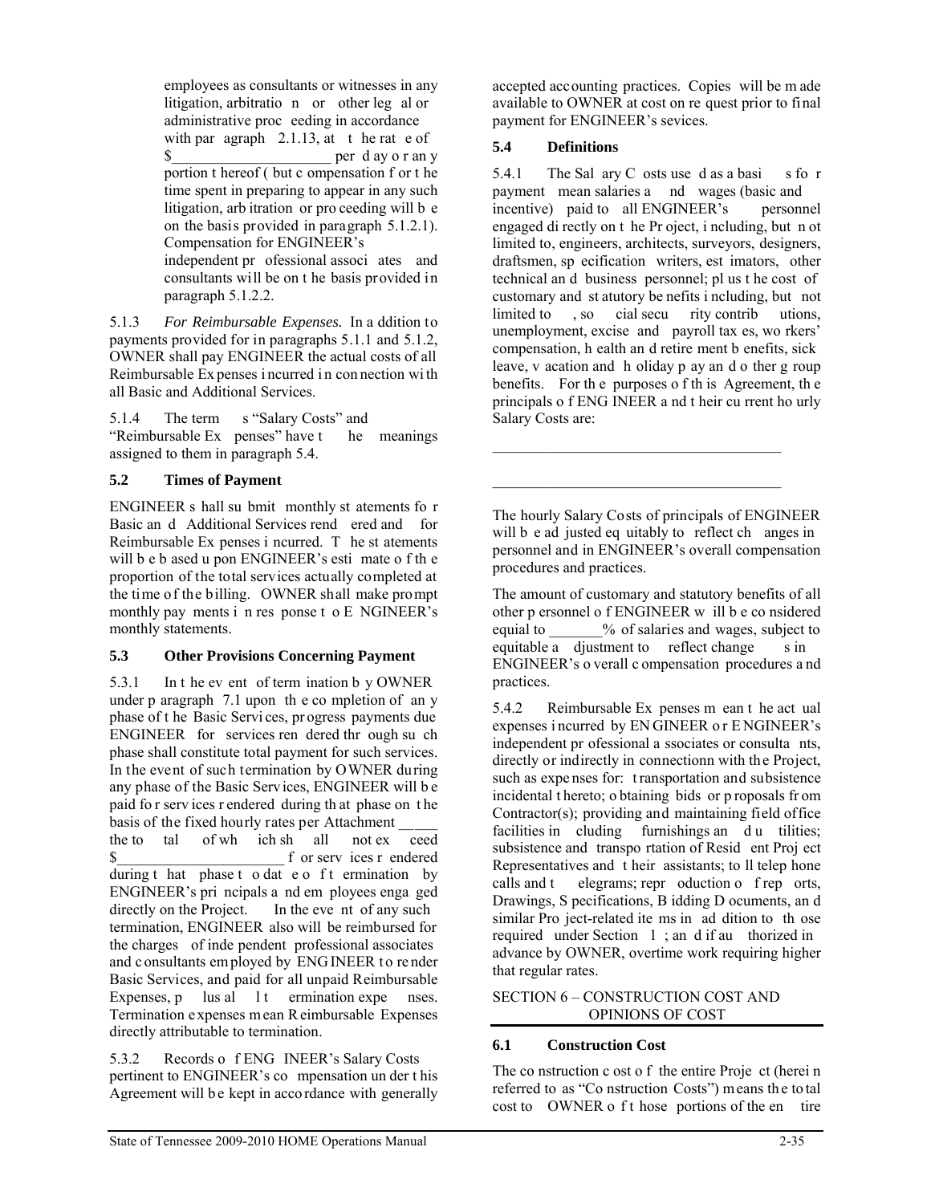employees as consultants or witnesses in any litigation, arbitration or other legal or administrative proceeding in accordance with paragraph 2.1.13, at the rate of $____________________ per day or any portion thereof (but compensation for the time spent in preparing to appear in any such litigation, arbitration or proceeding will be on the basis provided in paragraph 5.1.2.1). Compensation for ENGINEER's independent professional associates and consultants will be on the basis provided in paragraph 5.1.2.2.

5.1.3 *For Reimbursable Expenses.* In addition to payments provided for in paragraphs 5.1.1 and 5.1.2, OWNER shall pay ENGINEER the actual costs of all Reimbursable Expenses incurred in connection with all Basic and Additional Services.

5.1.4 The terms "Salary Costs" and "Reimbursable Expenses" have the meanings assigned to them in paragraph 5.4.

### 5.2 Times of Payment

ENGINEER shall submit monthly statements for Basic and Additional Services rendered and for Reimbursable Expenses incurred. The statements will be based upon ENGINEER's estimate of the proportion of the total services actually completed at the time of the billing. OWNER shall make prompt monthly payments in response to ENGINEER's monthly statements.

### 5.3 Other Provisions Concerning Payment

5.3.1 In the event of termination by OWNER under paragraph 7.1 upon the completion of any phase of the Basic Services, progress payments due ENGINEER for services rendered through such phase shall constitute total payment for such services. In the event of such termination by OWNER during any phase of the Basic Services, ENGINEER will be paid for services rendered during that phase on the basis of the fixed hourly rates per Attachment _____ the total of which shall not exceed $____________________ for services rendered during that phase to date of termination by ENGINEER's principals and employees engaged directly on the Project. In the event of any such termination, ENGINEER also will be reimbursed for the charges of independent professional associates and consultants employed by ENGINEER to render Basic Services, and paid for all unpaid Reimbursable Expenses, plus all termination expenses. Termination expenses mean Reimbursable Expenses directly attributable to termination.

5.3.2 Records of ENGINEER's Salary Costs pertinent to ENGINEER's compensation under this Agreement will be kept in accordance with generally accepted accounting practices. Copies will be made available to OWNER at cost on request prior to final payment for ENGINEER's sevices.

### 5.4 Definitions

5.4.1 The Salary Costs used as a basis for payment mean salaries and wages (basic and incentive) paid to all ENGINEER's personnel engaged directly on the Project, including, but not limited to, engineers, architects, surveyors, designers, draftsmen, specification writers, estimators, other technical and business personnel; plus the cost of customary and statutory benefits including, but not limited to, social security contributions, unemployment, excise and payroll taxes, workers' compensation, health and retirement benefits, sick leave, vacation and holiday pay and other group benefits. For the purposes of this Agreement, the principals of ENGINEER and their current hourly Salary Costs are:

____________________________________

____________________________________

The hourly Salary Costs of principals of ENGINEER will be adjusted equitably to reflect changes in personnel and in ENGINEER's overall compensation procedures and practices.

The amount of customary and statutory benefits of all other personnel of ENGINEER will be considered equal to _______% of salaries and wages, subject to equitable adjustment to reflect changes in ENGINEER's overall compensation procedures and practices.

5.4.2 Reimbursable Expenses mean the actual expenses incurred by ENGINEER or ENGINEER's independent professional associates or consultants, directly or indirectly in connectionn with the Project, such as expenses for: transportation and subsistence incidental thereto; obtaining bids or proposals from Contractor(s); providing and maintaining field office facilities including furnishings and utilities; subsistence and transportation of Resident Project Representatives and their assistants; toll telephone calls and telegrams; reproduction of reports, Drawings, Specifications, Bidding Documents, and similar Project-related items in addition to those required under Section 1; and if authorized in advance by OWNER, overtime work requiring higher that regular rates.

## SECTION 6 – CONSTRUCTION COST AND OPINIONS OF COST

### 6.1 Construction Cost

The construction cost of the entire Project (herein referred to as "Construction Costs") means the total cost to OWNER of those portions of the entire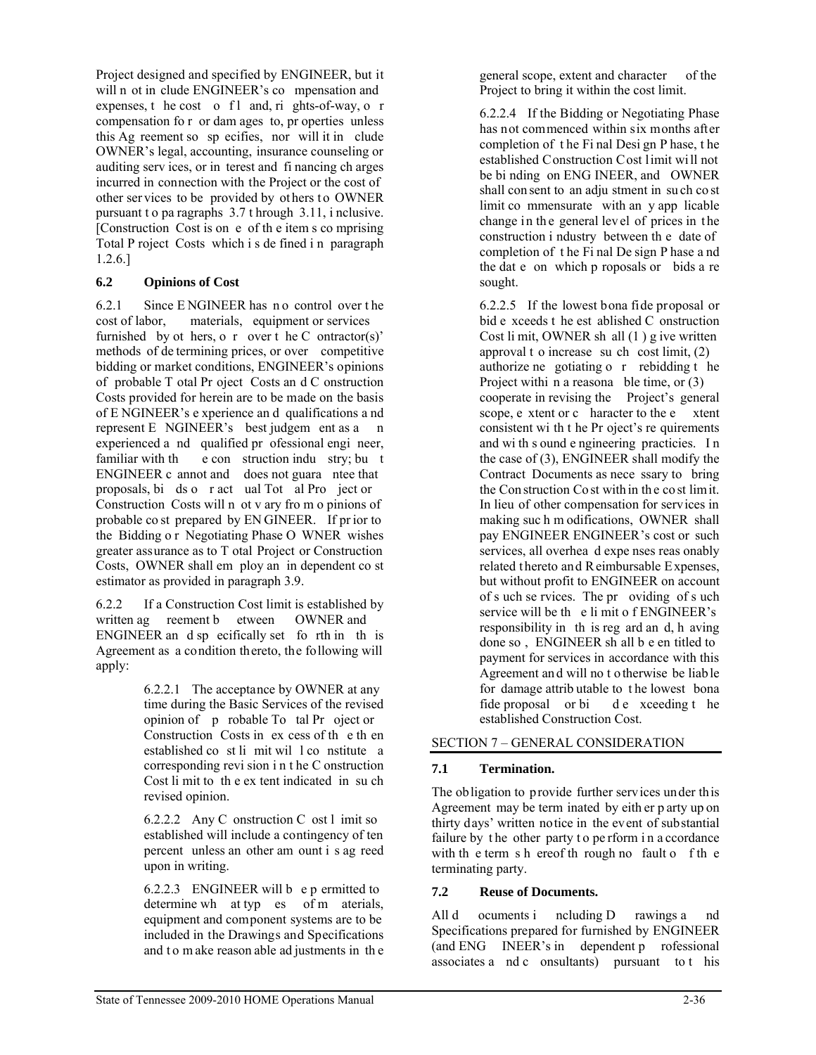Project designed and specified by ENGINEER, but it will not include ENGINEER's compensation and expenses, the cost of land, rights-of-way, or compensation for or damages to, properties unless this Agreement so specifies, nor will it include OWNER's legal, accounting, insurance counseling or auditing services, or interest and financing charges incurred in connection with the Project or the cost of other services to be provided by others to OWNER pursuant to paragraphs 3.7 through 3.11, inclusive. [Construction Cost is one of the items comprising Total Project Costs which is defined in paragraph 1.2.6.]

### 6.2 Opinions of Cost

6.2.1 Since ENGINEER has no control over the cost of labor, materials, equipment or services furnished by others, or over the Contractor(s)' methods of determining prices, or over competitive bidding or market conditions, ENGINEER's opinions of probable Total Project Costs and Construction Costs provided for herein are to be made on the basis of ENGINEER's experience and qualifications and represent ENGINEER's best judgement as an experienced and qualified professional engineer, familiar with the construction industry; but ENGINEER cannot and does not guarantee that proposals, bids or actual Total Project or Construction Costs will not vary from opinions of probable cost prepared by ENGINEER. If prior to the Bidding or Negotiating Phase OWNER wishes greater assurance as to Total Project or Construction Costs, OWNER shall employ an independent cost estimator as provided in paragraph 3.9.

6.2.2 If a Construction Cost limit is established by written agreement between OWNER and ENGINEER and specifically set forth in this Agreement as a condition thereto, the following will apply:

> 6.2.2.1 The acceptance by OWNER at any time during the Basic Services of the revised opinion of probable Total Project or Construction Costs in excess of the then established cost limit will constitute a corresponding revision in the Construction Cost limit to the extent indicated in such revised opinion.
>
> 6.2.2.2 Any Construction Cost limit so established will include a contingency of ten percent unless another amount is agreed upon in writing.
>
> 6.2.2.3 ENGINEER will be permitted to determine what types of materials, equipment and component systems are to be included in the Drawings and Specifications and to make reasonable adjustments in the general scope, extent and character of the Project to bring it within the cost limit.
>
> 6.2.2.4 If the Bidding or Negotiating Phase has not commenced within six months after completion of the Final Design Phase, the established Construction Cost limit will not be binding on ENGINEER, and OWNER shall consent to an adjustment in such cost limit commensurate with any applicable change in the general level of prices in the construction industry between the date of completion of the Final Design Phase and the date on which proposals or bids are sought.
>
> 6.2.2.5 If the lowest bona fide proposal or bid exceeds the established Construction Cost limit, OWNER shall (1) give written approval to increase such cost limit, (2) authorize negotiating or rebidding the Project within a reasonable time, or (3) cooperate in revising the Project's general scope, extent or character to the extent consistent with the Project's requirements and with sound engineering practicies. In the case of (3), ENGINEER shall modify the Contract Documents as necessary to bring the Construction Cost within the cost limit. In lieu of other compensation for services in making such modifications, OWNER shall pay ENGINEER ENGINEER's cost or such services, all overhead expenses reasonably related thereto and Reimbursable Expenses, but without profit to ENGINEER on account of such services. The providing of such service will be the limit of ENGINEER's responsibility in this regard and, having done so, ENGINEER shall be entitled to payment for services in accordance with this Agreement and will not otherwise be liable for damage attributable to the lowest bona fide proposal or bid exceeding the established Construction Cost.

## SECTION 7 – GENERAL CONSIDERATION

### 7.1 Termination.

The obligation to provide further services under this Agreement may be terminated by either party upon thirty days' written notice in the event of substantial failure by the other party to perform in accordance with the terms hereof through no fault of the terminating party.

### 7.2 Reuse of Documents.

All documents including Drawings and Specifications prepared for furnished by ENGINEER (and ENGINEER's independent professional associates and consultants) pursuant to this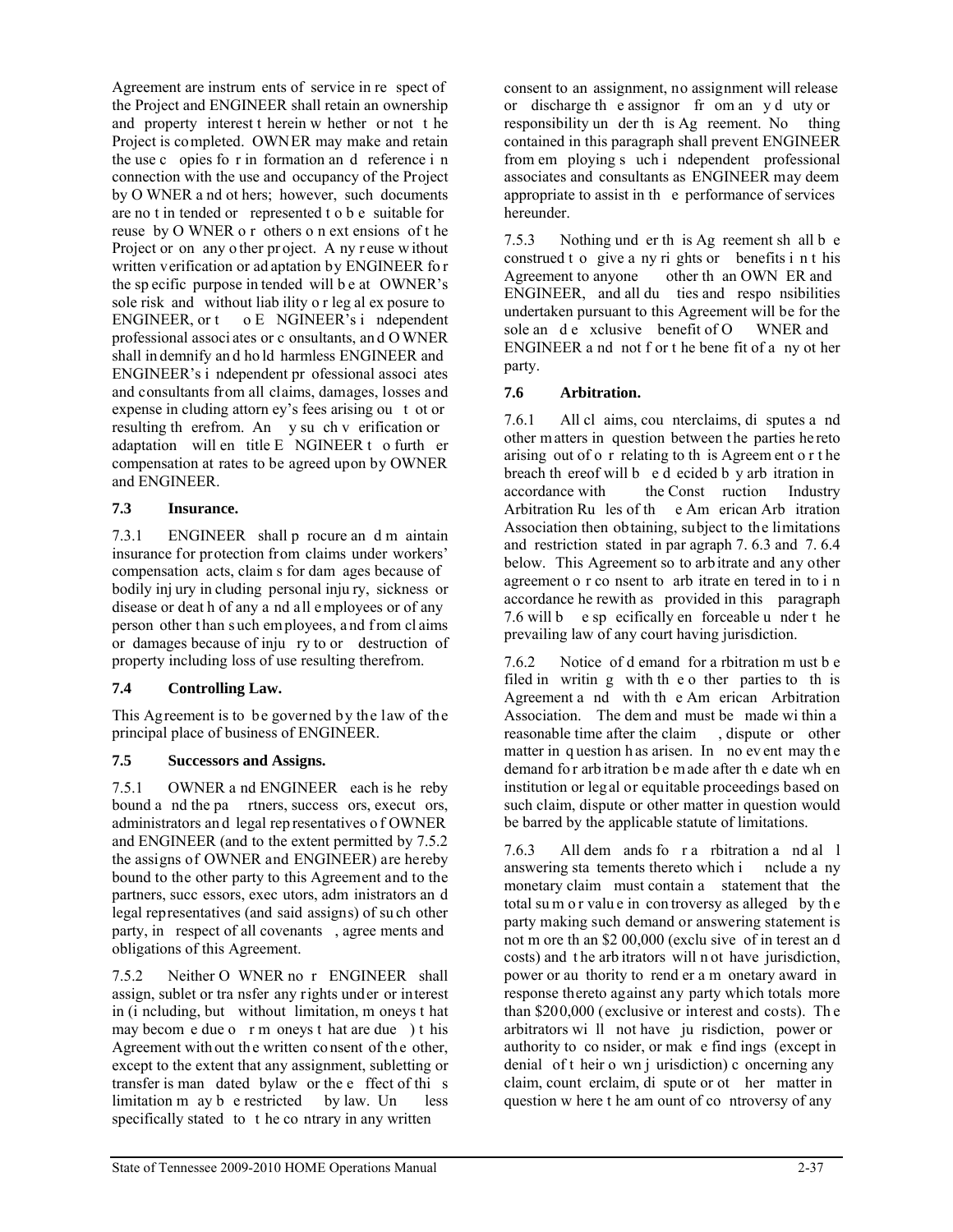Agreement are instruments of service in respect of the Project and ENGINEER shall retain an ownership and property interest therein whether or not the Project is completed. OWNER may make and retain the use copies for information and reference in connection with the use and occupancy of the Project by OWNER and others; however, such documents are not intended or represented to be suitable for reuse by OWNER or others on extensions of the Project or on any other project. Any reuse without written verification or adaptation by ENGINEER for the specific purpose intended will be at OWNER's sole risk and without liability or legal exposure to ENGINEER, or to ENGINEER's independent professional associates or consultants, and OWNER shall indemnify and hold harmless ENGINEER and ENGINEER's independent professional associates and consultants from all claims, damages, losses and expense including attorney's fees arising out of or resulting therefrom. Any such verification or adaptation will entitle ENGINEER to further compensation at rates to be agreed upon by OWNER and ENGINEER.

### 7.3 Insurance.

7.3.1 ENGINEER shall procure and maintain insurance for protection from claims under workers' compensation acts, claims for damages because of bodily injury including personal injury, sickness or disease or death of any and all employees or of any person other than such employees, and from claims or damages because of injury to or destruction of property including loss of use resulting therefrom.

### 7.4 Controlling Law.

This Agreement is to be governed by the law of the principal place of business of ENGINEER.

### 7.5 Successors and Assigns.

7.5.1 OWNER and ENGINEER each is hereby bound and the partners, successors, executors, administrators and legal representatives of OWNER and ENGINEER (and to the extent permitted by 7.5.2 the assigns of OWNER and ENGINEER) are hereby bound to the other party to this Agreement and to the partners, successors, executors, administrators and legal representatives (and said assigns) of such other party, in respect of all covenants, agreements and obligations of this Agreement.

7.5.2 Neither OWNER nor ENGINEER shall assign, sublet or transfer any rights under or interest in (including, but without limitation, moneys that may become due or moneys that are due) this Agreement without the written consent of the other, except to the extent that any assignment, subletting or transfer is mandated by law or the effect of this limitation may be restricted by law. Unless specifically stated to the contrary in any written consent to an assignment, no assignment will release or discharge the assignor from any duty or responsibility under this Agreement. Nothing contained in this paragraph shall prevent ENGINEER from employing such independent professional associates and consultants as ENGINEER may deem appropriate to assist in the performance of services hereunder.

7.5.3 Nothing under this Agreement shall be construed to give any rights or benefits in this Agreement to anyone other than OWNER and ENGINEER, and all duties and responsibilities undertaken pursuant to this Agreement will be for the sole and exclusive benefit of OWNER and ENGINEER and not for the benefit of any other party.

### 7.6 Arbitration.

7.6.1 All claims, counterclaims, disputes and other matters in question between the parties hereto arising out of or relating to this Agreement or the breach thereof will be decided by arbitration in accordance with the Construction Industry Arbitration Rules of the American Arbitration Association then obtaining, subject to the limitations and restriction stated in paragraph 7.6.3 and 7.6.4 below. This Agreement so to arbitrate and any other agreement or consent to arbitrate entered in to in accordance herewith as provided in this paragraph 7.6 will be specifically enforceable under the prevailing law of any court having jurisdiction.

7.6.2 Notice of demand for arbitration must be filed in writing with the other parties to this Agreement and with the American Arbitration Association. The demand must be made within a reasonable time after the claim, dispute or other matter in question has arisen. In no event may the demand for arbitration be made after the date when institution or legal or equitable proceedings based on such claim, dispute or other matter in question would be barred by the applicable statute of limitations.

7.6.3 All demands for arbitration and all answering statements thereto which include any monetary claim must contain a statement that the total sum or value in controversy as alleged by the party making such demand or answering statement is not more than $200,000 (exclusive of interest and costs) and the arbitrators will not have jurisdiction, power or authority to render a monetary award in response thereto against any party which totals more than $200,000 (exclusive or interest and costs). The arbitrators will not have jurisdiction, power or authority to consider, or make findings (except in denial of their own jurisdiction) concerning any claim, counterclaim, dispute or other matter in question where the amount of controversy of any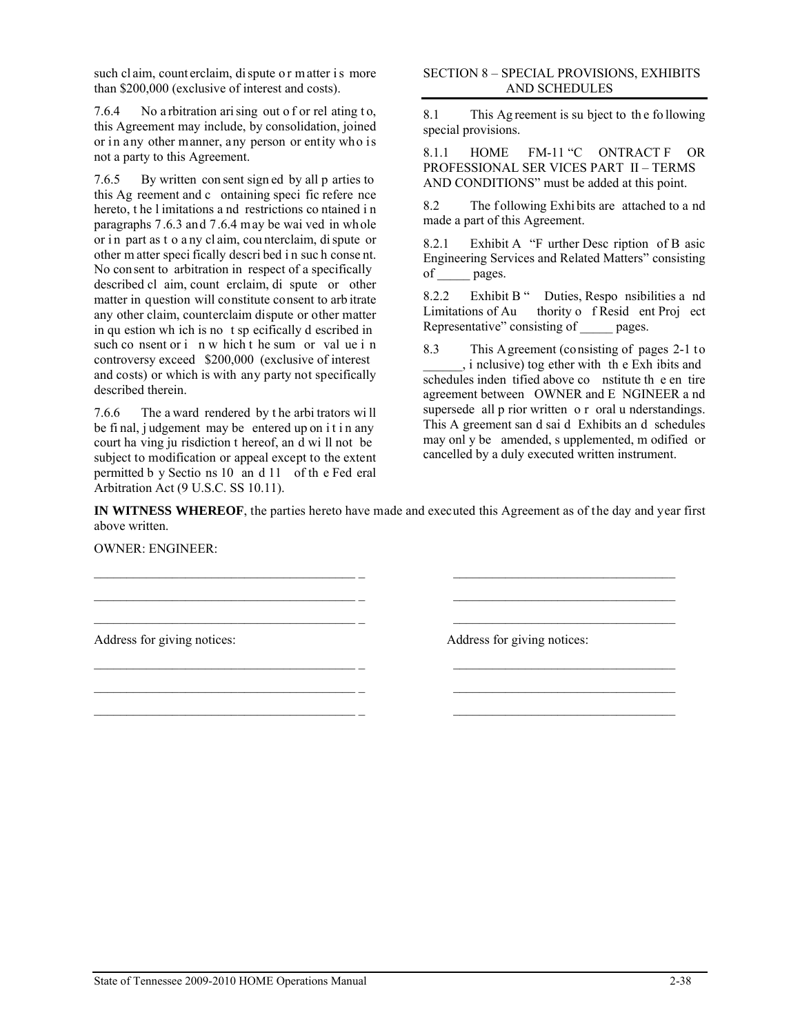such claim, counterclaim, dispute or matter is more than $200,000 (exclusive of interest and costs).

7.6.4 No arbitration arising out of or relating to, this Agreement may include, by consolidation, joined or in any other manner, any person or entity who is not a party to this Agreement.

7.6.5 By written consent signed by all parties to this Agreement and containing specific reference hereto, the limitations and restrictions contained in paragraphs 7.6.3 and 7.6.4 may be waived in whole or in part as to any claim, counterclaim, dispute or other matter specifically described in such consent. No consent to arbitration in respect of a specifically described claim, counterclaim, dispute or other matter in question will constitute consent to arbitrate any other claim, counterclaim dispute or other matter in question which is not specifically described in such consent or in which the sum or value in controversy exceed $200,000 (exclusive of interest and costs) or which is with any party not specifically described therein.

7.6.6 The award rendered by the arbitrators will be final, judgement may be entered upon it in any court having jurisdiction thereof, and will not be subject to modification or appeal except to the extent permitted by Sections 10 and 11 of the Federal Arbitration Act (9 U.S.C. SS 10.11).

## SECTION 8 – SPECIAL PROVISIONS, EXHIBITS AND SCHEDULES

8.1 This Agreement is subject to the following special provisions.

8.1.1 HOME FM-11 "CONTRACT FOR PROFESSIONAL SERVICES PART II – TERMS AND CONDITIONS" must be added at this point.

8.2 The following Exhibits are attached to and made a part of this Agreement.

8.2.1 Exhibit A "Further Description of Basic Engineering Services and Related Matters" consisting of _____ pages.

8.2.2 Exhibit B "Duties, Responsibilities and Limitations of Authority of Resident Project Representative" consisting of _____ pages.

8.3 This Agreement (consisting of pages 2-1 to ______, inclusive) together with the Exhibits and schedules indentified above constitute the entire agreement between OWNER and ENGINEER and supersede all prior written or oral understandings. This Agreement sand said Exhibits and schedules may only be amended, supplemented, modified or cancelled by a duly executed written instrument.

**IN WITNESS WHEREOF**, the parties hereto have made and executed this Agreement as of the day and year first above written.

OWNER: ENGINEER:

_________________________________________ – _________________________________

_________________________________________ – _________________________________

_________________________________________ – _________________________________

Address for giving notices: Address for giving notices:

_________________________________________ – _________________________________

_________________________________________ – _________________________________

_________________________________________ – _________________________________